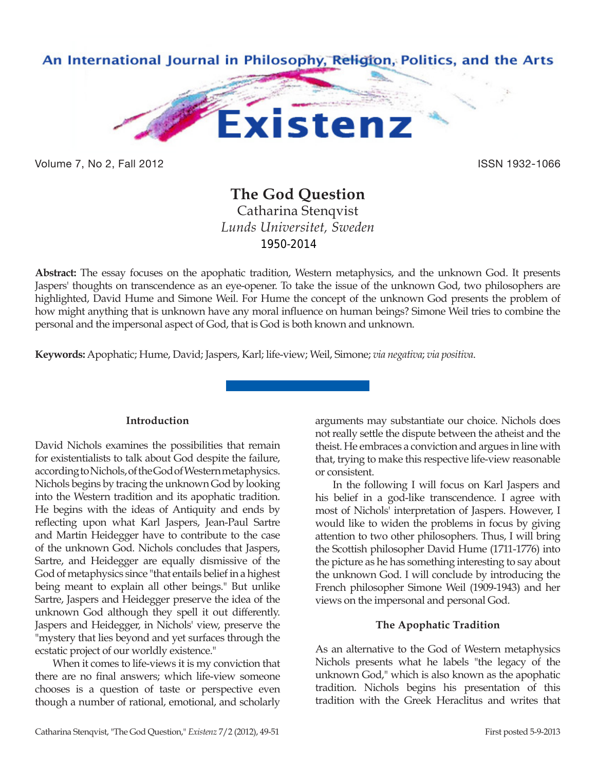# The God Question

Catharina Stenqvist

*Lunds Universitet, Sweden*

1950-2014

**Abstract:** The essay focuses on the apophatic tradition, Western metaphysics, and the unknown God. It presents Jaspers' thoughts on transcendence as an eye-opener. To take the issue of the unknown God, two philosophers are highlighted, David Hume and Simone Weil. For Hume the concept of the unknown God presents the problem of how might anything that is unknown have any moral influence on human beings? Simone Weil tries to combine the personal and the impersonal aspect of God, that is God is both known and unknown.

**Keywords:** Apophatic; Hume, David; Jaspers, Karl; life-view; Weil, Simone; *via negativa*; *via positiva*.

## Introduction

David Nichols examines the possibilities that remain for existentialists to talk about God despite the failure, according to Nichols, of the God of Western metaphysics. Nichols begins by tracing the unknown God by looking into the Western tradition and its apophatic tradition. He begins with the ideas of Antiquity and ends by reflecting upon what Karl Jaspers, Jean-Paul Sartre and Martin Heidegger have to contribute to the case of the unknown God. Nichols concludes that Jaspers, Sartre, and Heidegger are equally dismissive of the God of metaphysics since "that entails belief in a highest being meant to explain all other beings." But unlike Sartre, Jaspers and Heidegger preserve the idea of the unknown God although they spell it out differently. Jaspers and Heidegger, in Nichols' view, preserve the "mystery that lies beyond and yet surfaces through the ecstatic project of our worldly existence."

When it comes to life-views it is my conviction that there are no final answers; which life-view someone chooses is a question of taste or perspective even though a number of rational, emotional, and scholarly arguments may substantiate our choice. Nichols does not really settle the dispute between the atheist and the theist. He embraces a conviction and argues in line with that, trying to make this respective life-view reasonable or consistent.

In the following I will focus on Karl Jaspers and his belief in a god-like transcendence. I agree with most of Nichols' interpretation of Jaspers. However, I would like to widen the problems in focus by giving attention to two other philosophers. Thus, I will bring the Scottish philosopher David Hume (1711-1776) into the picture as he has something interesting to say about the unknown God. I will conclude by introducing the French philosopher Simone Weil (1909-1943) and her views on the impersonal and personal God.

## The Apophatic Tradition

As an alternative to the God of Western metaphysics Nichols presents what he labels "the legacy of the unknown God," which is also known as the apophatic tradition. Nichols begins his presentation of this tradition with the Greek Heraclitus and writes that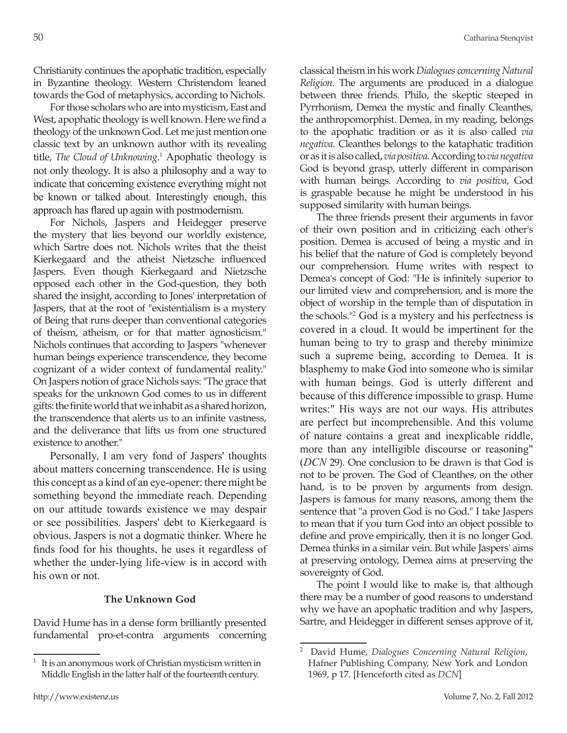Christianity continues the apophatic tradition, especially in Byzantine theology. Western Christendom leaned towards the God of metaphysics, according to Nichols.

For those scholars who are into mysticism, East and West, apophatic theology is well known. Here we find a theology of the unknown God. Let me just mention one classic text by an unknown author with its revealing title, *The Cloud of Unknowing*.[1] Apophatic theology is not only theology. It is also a philosophy and a way to indicate that concerning existence everything might not be known or talked about. Interestingly enough, this approach has flared up again with postmodernism.

For Nichols, Jaspers and Heidegger preserve the mystery that lies beyond our worldly existence, which Sartre does not. Nichols writes that the theist Kierkegaard and the atheist Nietzsche influenced Jaspers. Even though Kierkegaard and Nietzsche opposed each other in the God-question, they both shared the insight, according to Jones' interpretation of Jaspers, that at the root of "existentialism is a mystery of Being that runs deeper than conventional categories of theism, atheism, or for that matter agnosticism." Nichols continues that according to Jaspers "whenever human beings experience transcendence, they become cognizant of a wider context of fundamental reality." On Jaspers notion of grace Nichols says: "The grace that speaks for the unknown God comes to us in different gifts: the finite world that we inhabit as a shared horizon, the transcendence that alerts us to an infinite vastness, and the deliverance that lifts us from one structured existence to another."

Personally, I am very fond of Jaspers' thoughts about matters concerning transcendence. He is using this concept as a kind of an eye-opener: there might be something beyond the immediate reach. Depending on our attitude towards existence we may despair or see possibilities. Jaspers' debt to Kierkegaard is obvious. Jaspers is not a dogmatic thinker. Where he finds food for his thoughts, he uses it regardless of whether the under-lying life-view is in accord with his own or not.

### The Unknown God

David Hume has in a dense form brilliantly presented fundamental pro-et-contra arguments concerning classical theism in his work *Dialogues concerning Natural Religion*. The arguments are produced in a dialogue between three friends. Philo, the skeptic steeped in Pyrrhonism, Demea the mystic and finally Cleanthes, the anthropomorphist. Demea, in my reading, belongs to the apophatic tradition or as it is also called *via negativa*. Cleanthes belongs to the kataphatic tradition or as it is also called, *via positiva*. According to *via negativa* God is beyond grasp, utterly different in comparison with human beings. According to *via positiva*, God is graspable because he might be understood in his supposed similarity with human beings.

The three friends present their arguments in favor of their own position and in criticizing each other's position. Demea is accused of being a mystic and in his belief that the nature of God is completely beyond our comprehension. Hume writes with respect to Demea's concept of God: "He is infinitely superior to our limited view and comprehension, and is more the object of worship in the temple than of disputation in the schools."[2] God is a mystery and his perfectness is covered in a cloud. It would be impertinent for the human being to try to grasp and thereby minimize such a supreme being, according to Demea. It is blasphemy to make God into someone who is similar with human beings. God is utterly different and because of this difference impossible to grasp. Hume writes:" His ways are not our ways. His attributes are perfect but incomprehensible. And this volume of nature contains a great and inexplicable riddle, more than any intelligible discourse or reasoning" (*DCN* 29). One conclusion to be drawn is that God is not to be proven. The God of Cleanthes, on the other hand, is to be proven by arguments from design. Jaspers is famous for many reasons, among them the sentence that "a proven God is no God." I take Jaspers to mean that if you turn God into an object possible to define and prove empirically, then it is no longer God. Demea thinks in a similar vein. But while Jaspers' aims at preserving ontology, Demea aims at preserving the sovereignty of God.

The point I would like to make is, that although there may be a number of good reasons to understand why we have an apophatic tradition and why Jaspers, Sartre, and Heidegger in different senses approve of it,

---

[1] It is an anonymous work of Christian mysticism written in Middle English in the latter half of the fourteenth century.

[2] David Hume, *Dialogues Concerning Natural Religion*, Hafner Publishing Company, New York and London 1969, p 17. [Henceforth cited as *DCN*]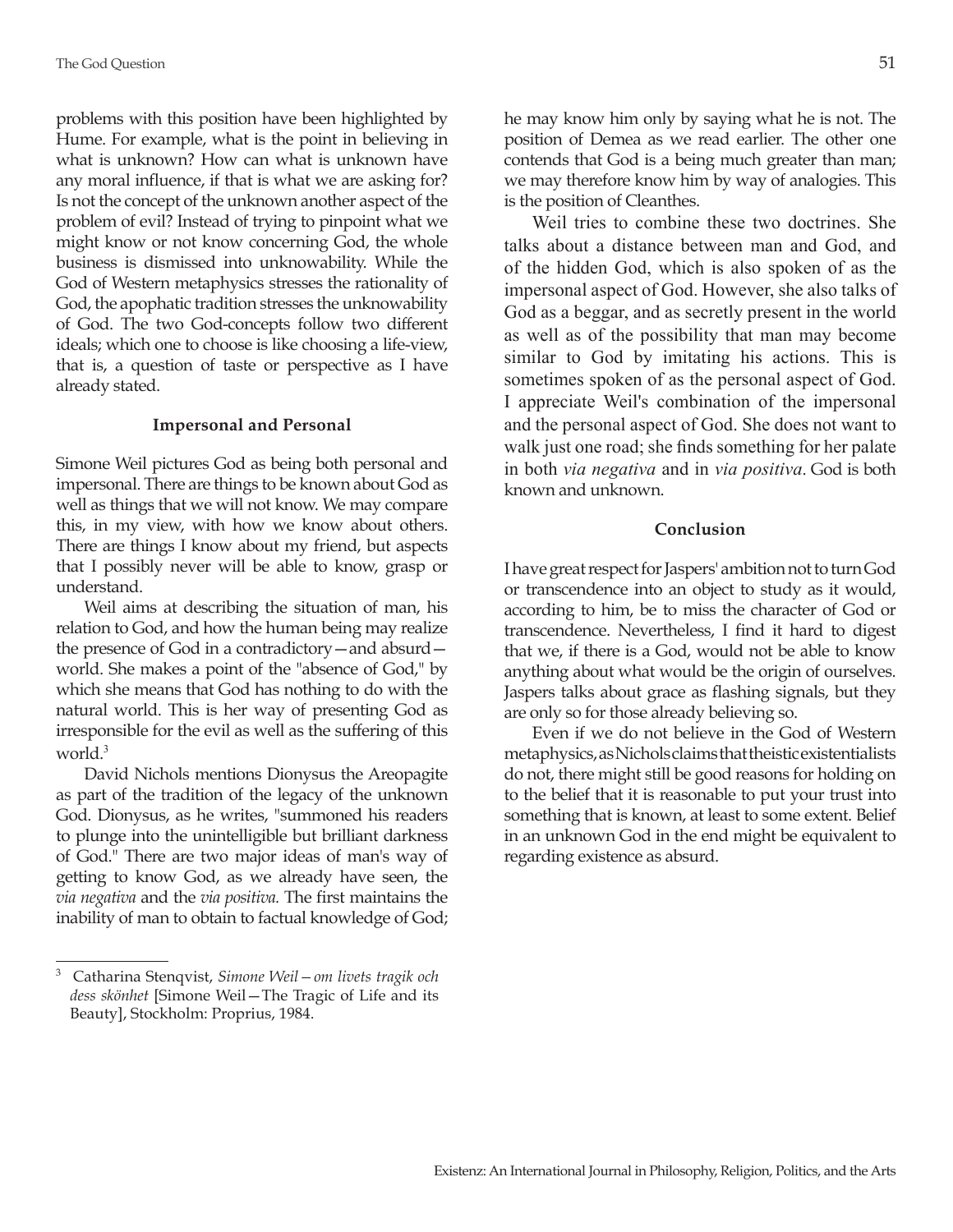problems with this position have been highlighted by Hume. For example, what is the point in believing in what is unknown? How can what is unknown have any moral influence, if that is what we are asking for? Is not the concept of the unknown another aspect of the problem of evil? Instead of trying to pinpoint what we might know or not know concerning God, the whole business is dismissed into unknowability. While the God of Western metaphysics stresses the rationality of God, the apophatic tradition stresses the unknowability of God. The two God-concepts follow two different ideals; which one to choose is like choosing a life-view, that is, a question of taste or perspective as I have already stated.

### Impersonal and Personal

Simone Weil pictures God as being both personal and impersonal. There are things to be known about God as well as things that we will not know. We may compare this, in my view, with how we know about others. There are things I know about my friend, but aspects that I possibly never will be able to know, grasp or understand.

Weil aims at describing the situation of man, his relation to God, and how the human being may realize the presence of God in a contradictory—and absurd—world. She makes a point of the "absence of God," by which she means that God has nothing to do with the natural world. This is her way of presenting God as irresponsible for the evil as well as the suffering of this world.[3]

David Nichols mentions Dionysus the Areopagite as part of the tradition of the legacy of the unknown God. Dionysus, as he writes, "summoned his readers to plunge into the unintelligible but brilliant darkness of God." There are two major ideas of man's way of getting to know God, as we already have seen, the *via negativa* and the *via positiva.* The first maintains the inability of man to obtain to factual knowledge of God; he may know him only by saying what he is not. The position of Demea as we read earlier. The other one contends that God is a being much greater than man; we may therefore know him by way of analogies. This is the position of Cleanthes.

Weil tries to combine these two doctrines. She talks about a distance between man and God, and of the hidden God, which is also spoken of as the impersonal aspect of God. However, she also talks of God as a beggar, and as secretly present in the world as well as of the possibility that man may become similar to God by imitating his actions. This is sometimes spoken of as the personal aspect of God. I appreciate Weil's combination of the impersonal and the personal aspect of God. She does not want to walk just one road; she finds something for her palate in both *via negativa* and in *via positiva*. God is both known and unknown.

### Conclusion

I have great respect for Jaspers' ambition not to turn God or transcendence into an object to study as it would, according to him, be to miss the character of God or transcendence. Nevertheless, I find it hard to digest that we, if there is a God, would not be able to know anything about what would be the origin of ourselves. Jaspers talks about grace as flashing signals, but they are only so for those already believing so.

Even if we do not believe in the God of Western metaphysics, as Nichols claims that theistic existentialists do not, there might still be good reasons for holding on to the belief that it is reasonable to put your trust into something that is known, at least to some extent. Belief in an unknown God in the end might be equivalent to regarding existence as absurd.

---

[3] Catharina Stenqvist, *Simone Weil—om livets tragik och dess skönhet* [Simone Weil—The Tragic of Life and its Beauty], Stockholm: Proprius, 1984.